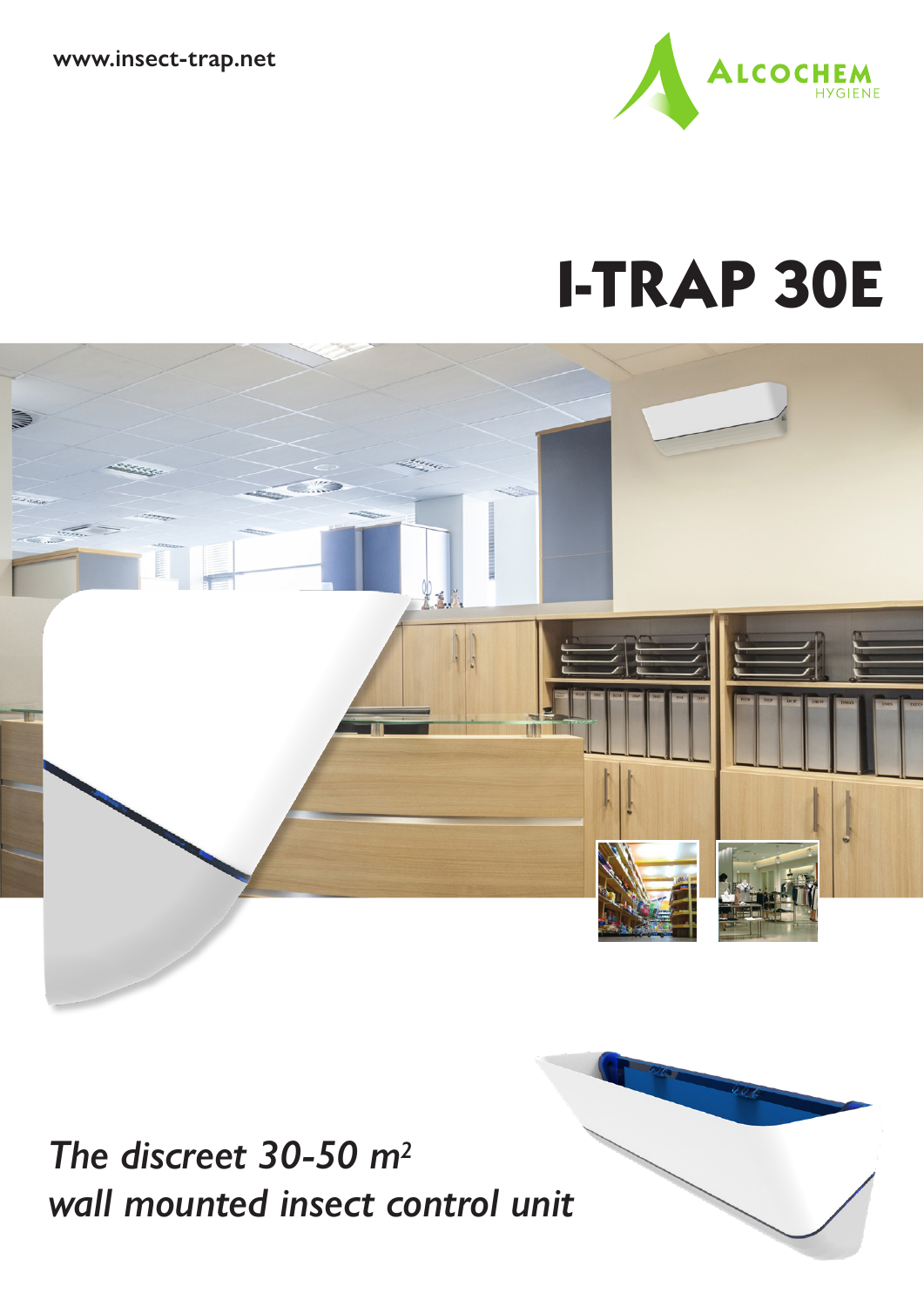www.insect-trap.net

ALCOCHEM HYGIENE

# I-TRAP 30E

*The discreet 30-50 m² wall mounted insect control unit*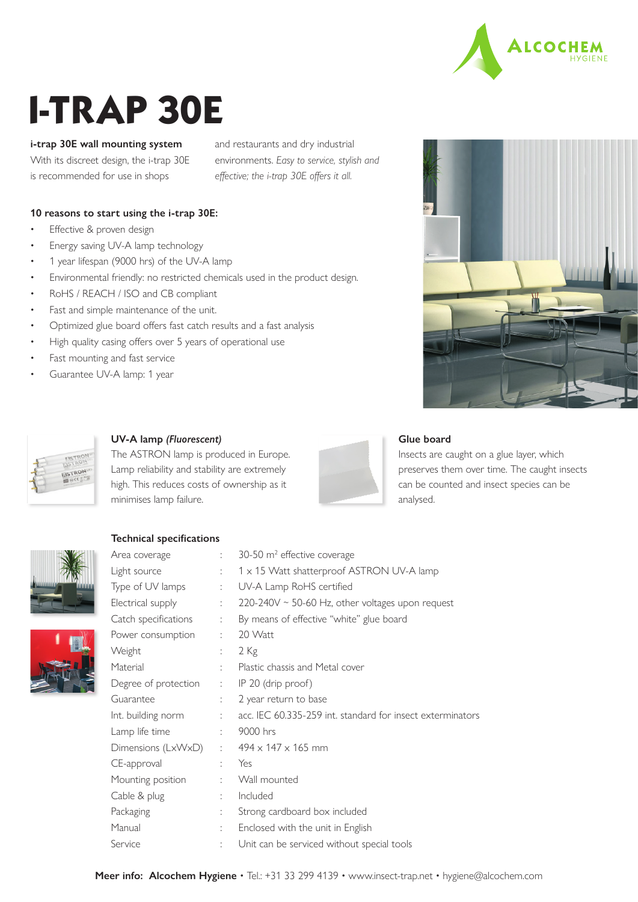# I-TRAP 30E

**i-trap 30E wall mounting system**
With its discreet design, the i-trap 30E is recommended for use in shops and restaurants and dry industrial environments. *Easy to service, stylish and effective; the i-trap 30E offers it all.*

**10 reasons to start using the i-trap 30E:**

- Effective & proven design
- Energy saving UV-A lamp technology
- 1 year lifespan (9000 hrs) of the UV-A lamp
- Environmental friendly: no restricted chemicals used in the product design.
- RoHS / REACH / ISO and CB compliant
- Fast and simple maintenance of the unit.
- Optimized glue board offers fast catch results and a fast analysis
- High quality casing offers over 5 years of operational use
- Fast mounting and fast service
- Guarantee UV-A lamp: 1 year

**UV-A lamp *(Fluorescent)***
The ASTRON lamp is produced in Europe. Lamp reliability and stability are extremely high. This reduces costs of ownership as it minimises lamp failure.

**Glue board**
Insects are caught on a glue layer, which preserves them over time. The caught insects can be counted and insect species can be analysed.

**Technical specifications**

| | | |
|---|---|---|
| Area coverage | : | 30-50 m² effective coverage |
| Light source | : | 1 x 15 Watt shatterproof ASTRON UV-A lamp |
| Type of UV lamps | : | UV-A Lamp RoHS certified |
| Electrical supply | : | 220-240V ~ 50-60 Hz, other voltages upon request |
| Catch specifications | : | By means of effective "white" glue board |
| Power consumption | : | 20 Watt |
| Weight | : | 2 Kg |
| Material | : | Plastic chassis and Metal cover |
| Degree of protection | : | IP 20 (drip proof) |
| Guarantee | : | 2 year return to base |
| Int. building norm | : | acc. IEC 60.335-259 int. standard for insect exterminators |
| Lamp life time | : | 9000 hrs |
| Dimensions (LxWxD) | : | 494 x 147 x 165 mm |
| CE-approval | : | Yes |
| Mounting position | : | Wall mounted |
| Cable & plug | : | Included |
| Packaging | : | Strong cardboard box included |
| Manual | : | Enclosed with the unit in English |
| Service | : | Unit can be serviced without special tools |

**Meer info: Alcochem Hygiene** • Tel.: +31 33 299 4139 • www.insect-trap.net • hygiene@alcochem.com